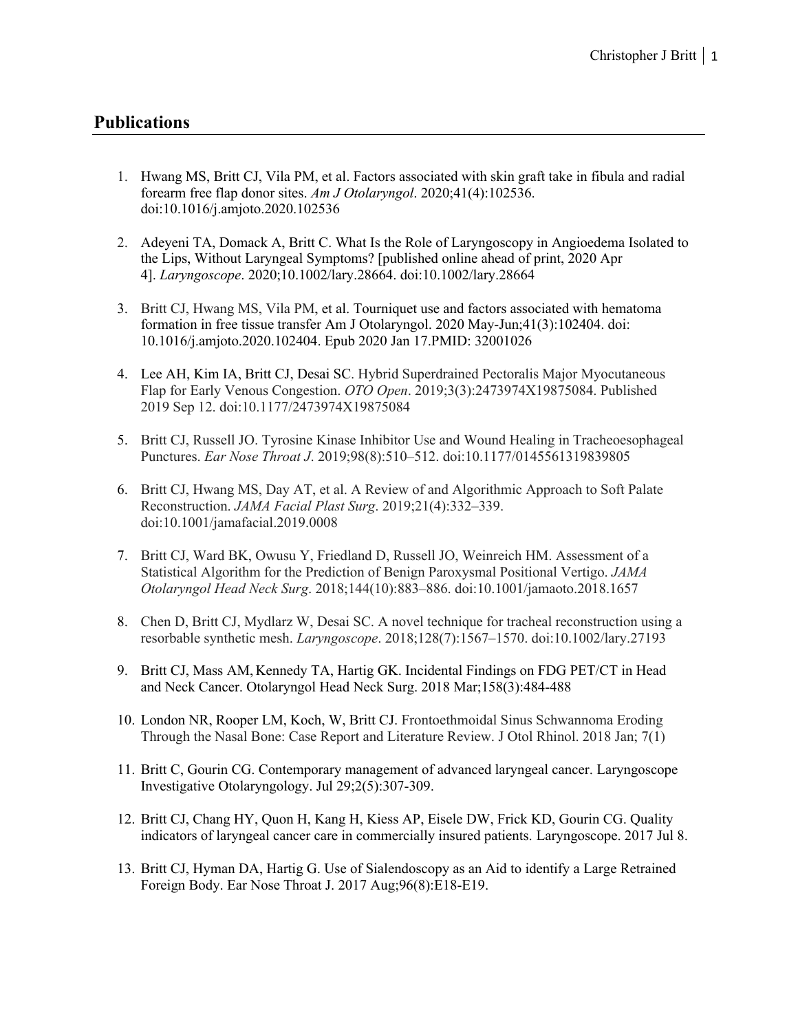## Publications

1. Hwang MS, Britt CJ, Vila PM, et al. Factors associated with skin graft take in fibula and radial forearm free flap donor sites. *Am J Otolaryngol*. 2020;41(4):102536. doi:10.1016/j.amjoto.2020.102536

2. Adeyeni TA, Domack A, Britt C. What Is the Role of Laryngoscopy in Angioedema Isolated to the Lips, Without Laryngeal Symptoms? [published online ahead of print, 2020 Apr 4]. *Laryngoscope*. 2020;10.1002/lary.28664. doi:10.1002/lary.28664

3. Britt CJ, Hwang MS, Vila PM, et al. Tourniquet use and factors associated with hematoma formation in free tissue transfer Am J Otolaryngol. 2020 May-Jun;41(3):102404. doi: 10.1016/j.amjoto.2020.102404. Epub 2020 Jan 17.PMID: 32001026

4. Lee AH, Kim IA, Britt CJ, Desai SC. Hybrid Superdrained Pectoralis Major Myocutaneous Flap for Early Venous Congestion. *OTO Open*. 2019;3(3):2473974X19875084. Published 2019 Sep 12. doi:10.1177/2473974X19875084

5. Britt CJ, Russell JO. Tyrosine Kinase Inhibitor Use and Wound Healing in Tracheoesophageal Punctures. *Ear Nose Throat J*. 2019;98(8):510–512. doi:10.1177/0145561319839805

6. Britt CJ, Hwang MS, Day AT, et al. A Review of and Algorithmic Approach to Soft Palate Reconstruction. *JAMA Facial Plast Surg*. 2019;21(4):332–339. doi:10.1001/jamafacial.2019.0008

7. Britt CJ, Ward BK, Owusu Y, Friedland D, Russell JO, Weinreich HM. Assessment of a Statistical Algorithm for the Prediction of Benign Paroxysmal Positional Vertigo. *JAMA Otolaryngol Head Neck Surg*. 2018;144(10):883–886. doi:10.1001/jamaoto.2018.1657

8. Chen D, Britt CJ, Mydlarz W, Desai SC. A novel technique for tracheal reconstruction using a resorbable synthetic mesh. *Laryngoscope*. 2018;128(7):1567–1570. doi:10.1002/lary.27193

9. Britt CJ, Mass AM, Kennedy TA, Hartig GK. Incidental Findings on FDG PET/CT in Head and Neck Cancer. Otolaryngol Head Neck Surg. 2018 Mar;158(3):484-488

10. London NR, Rooper LM, Koch, W, Britt CJ. Frontoethmoidal Sinus Schwannoma Eroding Through the Nasal Bone: Case Report and Literature Review. J Otol Rhinol. 2018 Jan; 7(1)

11. Britt C, Gourin CG. Contemporary management of advanced laryngeal cancer. Laryngoscope Investigative Otolaryngology. Jul 29;2(5):307-309.

12. Britt CJ, Chang HY, Quon H, Kang H, Kiess AP, Eisele DW, Frick KD, Gourin CG. Quality indicators of laryngeal cancer care in commercially insured patients. Laryngoscope. 2017 Jul 8.

13. Britt CJ, Hyman DA, Hartig G. Use of Sialendoscopy as an Aid to identify a Large Retrained Foreign Body. Ear Nose Throat J. 2017 Aug;96(8):E18-E19.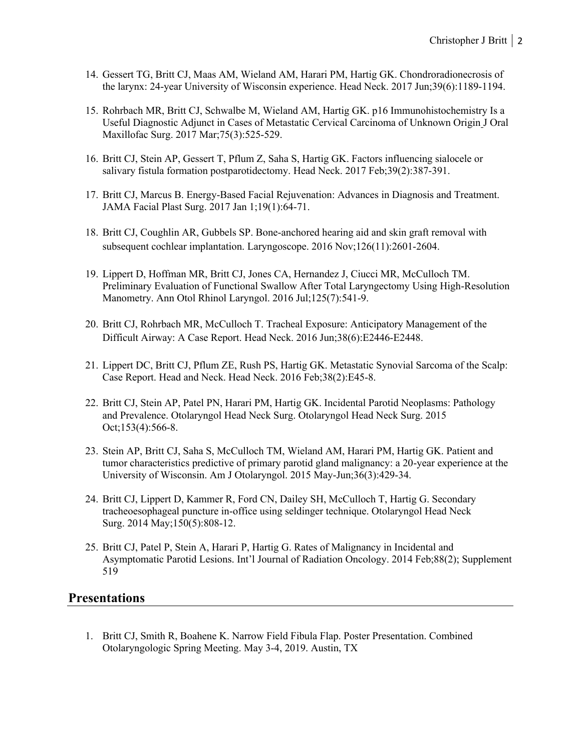14. Gessert TG, Britt CJ, Maas AM, Wieland AM, Harari PM, Hartig GK. Chondroradionecrosis of the larynx: 24-year University of Wisconsin experience. Head Neck. 2017 Jun;39(6):1189-1194.

15. Rohrbach MR, Britt CJ, Schwalbe M, Wieland AM, Hartig GK. p16 Immunohistochemistry Is a Useful Diagnostic Adjunct in Cases of Metastatic Cervical Carcinoma of Unknown Origin J Oral Maxillofac Surg. 2017 Mar;75(3):525-529.

16. Britt CJ, Stein AP, Gessert T, Pflum Z, Saha S, Hartig GK. Factors influencing sialocele or salivary fistula formation postparotidectomy. Head Neck. 2017 Feb;39(2):387-391.

17. Britt CJ, Marcus B. Energy-Based Facial Rejuvenation: Advances in Diagnosis and Treatment. JAMA Facial Plast Surg. 2017 Jan 1;19(1):64-71.

18. Britt CJ, Coughlin AR, Gubbels SP. Bone-anchored hearing aid and skin graft removal with subsequent cochlear implantation. Laryngoscope. 2016 Nov;126(11):2601-2604.

19. Lippert D, Hoffman MR, Britt CJ, Jones CA, Hernandez J, Ciucci MR, McCulloch TM. Preliminary Evaluation of Functional Swallow After Total Laryngectomy Using High-Resolution Manometry. Ann Otol Rhinol Laryngol. 2016 Jul;125(7):541-9.

20. Britt CJ, Rohrbach MR, McCulloch T. Tracheal Exposure: Anticipatory Management of the Difficult Airway: A Case Report. Head Neck. 2016 Jun;38(6):E2446-E2448.

21. Lippert DC, Britt CJ, Pflum ZE, Rush PS, Hartig GK. Metastatic Synovial Sarcoma of the Scalp: Case Report. Head and Neck. Head Neck. 2016 Feb;38(2):E45-8.

22. Britt CJ, Stein AP, Patel PN, Harari PM, Hartig GK. Incidental Parotid Neoplasms: Pathology and Prevalence. Otolaryngol Head Neck Surg. Otolaryngol Head Neck Surg. 2015 Oct;153(4):566-8.

23. Stein AP, Britt CJ, Saha S, McCulloch TM, Wieland AM, Harari PM, Hartig GK. Patient and tumor characteristics predictive of primary parotid gland malignancy: a 20-year experience at the University of Wisconsin. Am J Otolaryngol. 2015 May-Jun;36(3):429-34.

24. Britt CJ, Lippert D, Kammer R, Ford CN, Dailey SH, McCulloch T, Hartig G. Secondary tracheoesophageal puncture in-office using seldinger technique. Otolaryngol Head Neck Surg. 2014 May;150(5):808-12.

25. Britt CJ, Patel P, Stein A, Harari P, Hartig G. Rates of Malignancy in Incidental and Asymptomatic Parotid Lesions. Int'l Journal of Radiation Oncology. 2014 Feb;88(2); Supplement 519

## Presentations

1. Britt CJ, Smith R, Boahene K. Narrow Field Fibula Flap. Poster Presentation. Combined Otolaryngologic Spring Meeting. May 3-4, 2019. Austin, TX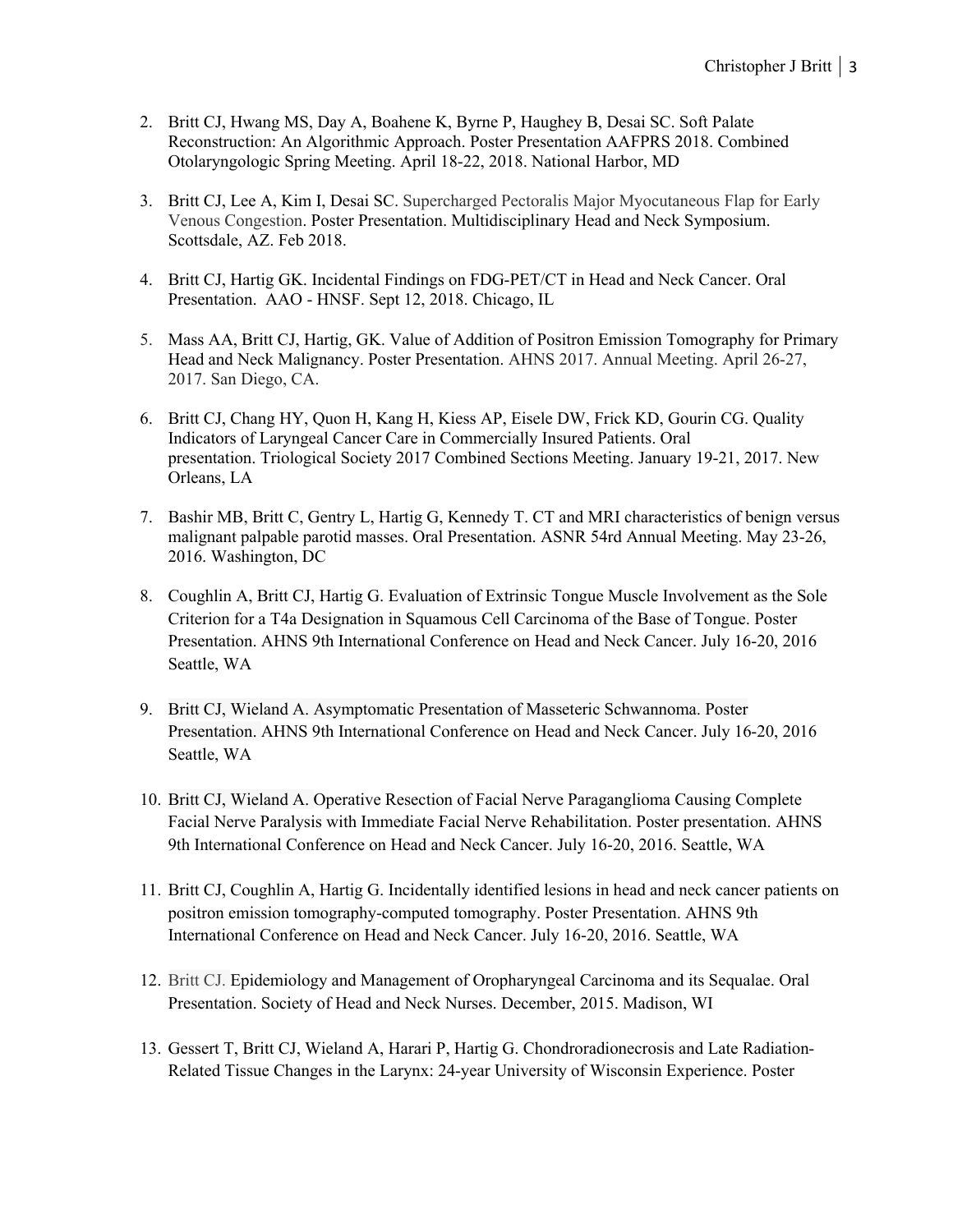2. Britt CJ, Hwang MS, Day A, Boahene K, Byrne P, Haughey B, Desai SC. Soft Palate Reconstruction: An Algorithmic Approach. Poster Presentation AAFPRS 2018. Combined Otolaryngologic Spring Meeting. April 18-22, 2018. National Harbor, MD

3. Britt CJ, Lee A, Kim I, Desai SC. Supercharged Pectoralis Major Myocutaneous Flap for Early Venous Congestion. Poster Presentation. Multidisciplinary Head and Neck Symposium. Scottsdale, AZ. Feb 2018.

4. Britt CJ, Hartig GK. Incidental Findings on FDG-PET/CT in Head and Neck Cancer. Oral Presentation. AAO - HNSF. Sept 12, 2018. Chicago, IL

5. Mass AA, Britt CJ, Hartig, GK. Value of Addition of Positron Emission Tomography for Primary Head and Neck Malignancy. Poster Presentation. AHNS 2017. Annual Meeting. April 26-27, 2017. San Diego, CA.

6. Britt CJ, Chang HY, Quon H, Kang H, Kiess AP, Eisele DW, Frick KD, Gourin CG. Quality Indicators of Laryngeal Cancer Care in Commercially Insured Patients. Oral presentation. Triological Society 2017 Combined Sections Meeting. January 19-21, 2017. New Orleans, LA

7. Bashir MB, Britt C, Gentry L, Hartig G, Kennedy T. CT and MRI characteristics of benign versus malignant palpable parotid masses. Oral Presentation. ASNR 54rd Annual Meeting. May 23-26, 2016. Washington, DC

8. Coughlin A, Britt CJ, Hartig G. Evaluation of Extrinsic Tongue Muscle Involvement as the Sole Criterion for a T4a Designation in Squamous Cell Carcinoma of the Base of Tongue. Poster Presentation. AHNS 9th International Conference on Head and Neck Cancer. July 16-20, 2016 Seattle, WA

9. Britt CJ, Wieland A. Asymptomatic Presentation of Masseteric Schwannoma. Poster Presentation. AHNS 9th International Conference on Head and Neck Cancer. July 16-20, 2016 Seattle, WA

10. Britt CJ, Wieland A. Operative Resection of Facial Nerve Paraganglioma Causing Complete Facial Nerve Paralysis with Immediate Facial Nerve Rehabilitation. Poster presentation. AHNS 9th International Conference on Head and Neck Cancer. July 16-20, 2016. Seattle, WA

11. Britt CJ, Coughlin A, Hartig G. Incidentally identified lesions in head and neck cancer patients on positron emission tomography-computed tomography. Poster Presentation. AHNS 9th International Conference on Head and Neck Cancer. July 16-20, 2016. Seattle, WA

12. Britt CJ. Epidemiology and Management of Oropharyngeal Carcinoma and its Sequalae. Oral Presentation. Society of Head and Neck Nurses. December, 2015. Madison, WI

13. Gessert T, Britt CJ, Wieland A, Harari P, Hartig G. Chondroradionecrosis and Late Radiation-Related Tissue Changes in the Larynx: 24-year University of Wisconsin Experience. Poster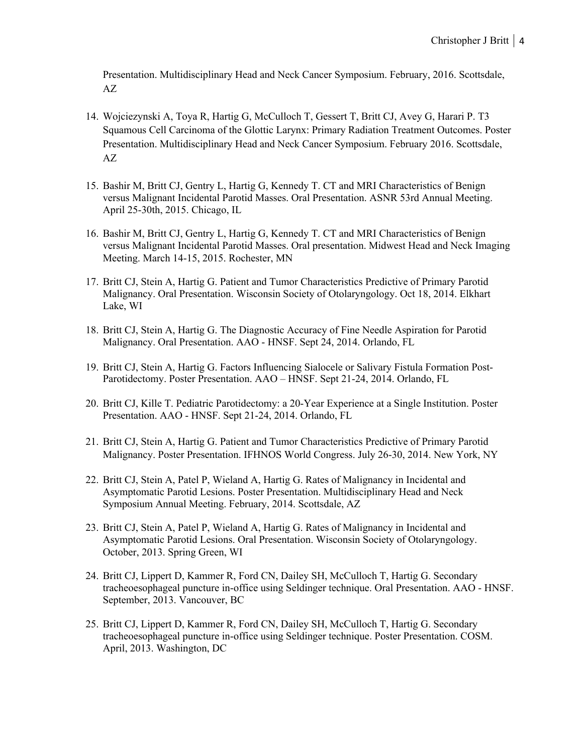Presentation. Multidisciplinary Head and Neck Cancer Symposium. February, 2016. Scottsdale, AZ

14. Wojciezynski A, Toya R, Hartig G, McCulloch T, Gessert T, Britt CJ, Avey G, Harari P. T3 Squamous Cell Carcinoma of the Glottic Larynx: Primary Radiation Treatment Outcomes. Poster Presentation. Multidisciplinary Head and Neck Cancer Symposium. February 2016. Scottsdale, AZ

15. Bashir M, Britt CJ, Gentry L, Hartig G, Kennedy T. CT and MRI Characteristics of Benign versus Malignant Incidental Parotid Masses. Oral Presentation. ASNR 53rd Annual Meeting. April 25-30th, 2015. Chicago, IL

16. Bashir M, Britt CJ, Gentry L, Hartig G, Kennedy T. CT and MRI Characteristics of Benign versus Malignant Incidental Parotid Masses. Oral presentation. Midwest Head and Neck Imaging Meeting. March 14-15, 2015. Rochester, MN

17. Britt CJ, Stein A, Hartig G. Patient and Tumor Characteristics Predictive of Primary Parotid Malignancy. Oral Presentation. Wisconsin Society of Otolaryngology. Oct 18, 2014. Elkhart Lake, WI

18. Britt CJ, Stein A, Hartig G. The Diagnostic Accuracy of Fine Needle Aspiration for Parotid Malignancy. Oral Presentation. AAO - HNSF. Sept 24, 2014. Orlando, FL

19. Britt CJ, Stein A, Hartig G. Factors Influencing Sialocele or Salivary Fistula Formation Post-Parotidectomy. Poster Presentation. AAO – HNSF. Sept 21-24, 2014. Orlando, FL

20. Britt CJ, Kille T. Pediatric Parotidectomy: a 20-Year Experience at a Single Institution. Poster Presentation. AAO - HNSF. Sept 21-24, 2014. Orlando, FL

21. Britt CJ, Stein A, Hartig G. Patient and Tumor Characteristics Predictive of Primary Parotid Malignancy. Poster Presentation. IFHNOS World Congress. July 26-30, 2014. New York, NY

22. Britt CJ, Stein A, Patel P, Wieland A, Hartig G. Rates of Malignancy in Incidental and Asymptomatic Parotid Lesions. Poster Presentation. Multidisciplinary Head and Neck Symposium Annual Meeting. February, 2014. Scottsdale, AZ

23. Britt CJ, Stein A, Patel P, Wieland A, Hartig G. Rates of Malignancy in Incidental and Asymptomatic Parotid Lesions. Oral Presentation. Wisconsin Society of Otolaryngology. October, 2013. Spring Green, WI

24. Britt CJ, Lippert D, Kammer R, Ford CN, Dailey SH, McCulloch T, Hartig G. Secondary tracheoesophageal puncture in-office using Seldinger technique. Oral Presentation. AAO - HNSF. September, 2013. Vancouver, BC

25. Britt CJ, Lippert D, Kammer R, Ford CN, Dailey SH, McCulloch T, Hartig G. Secondary tracheoesophageal puncture in-office using Seldinger technique. Poster Presentation. COSM. April, 2013. Washington, DC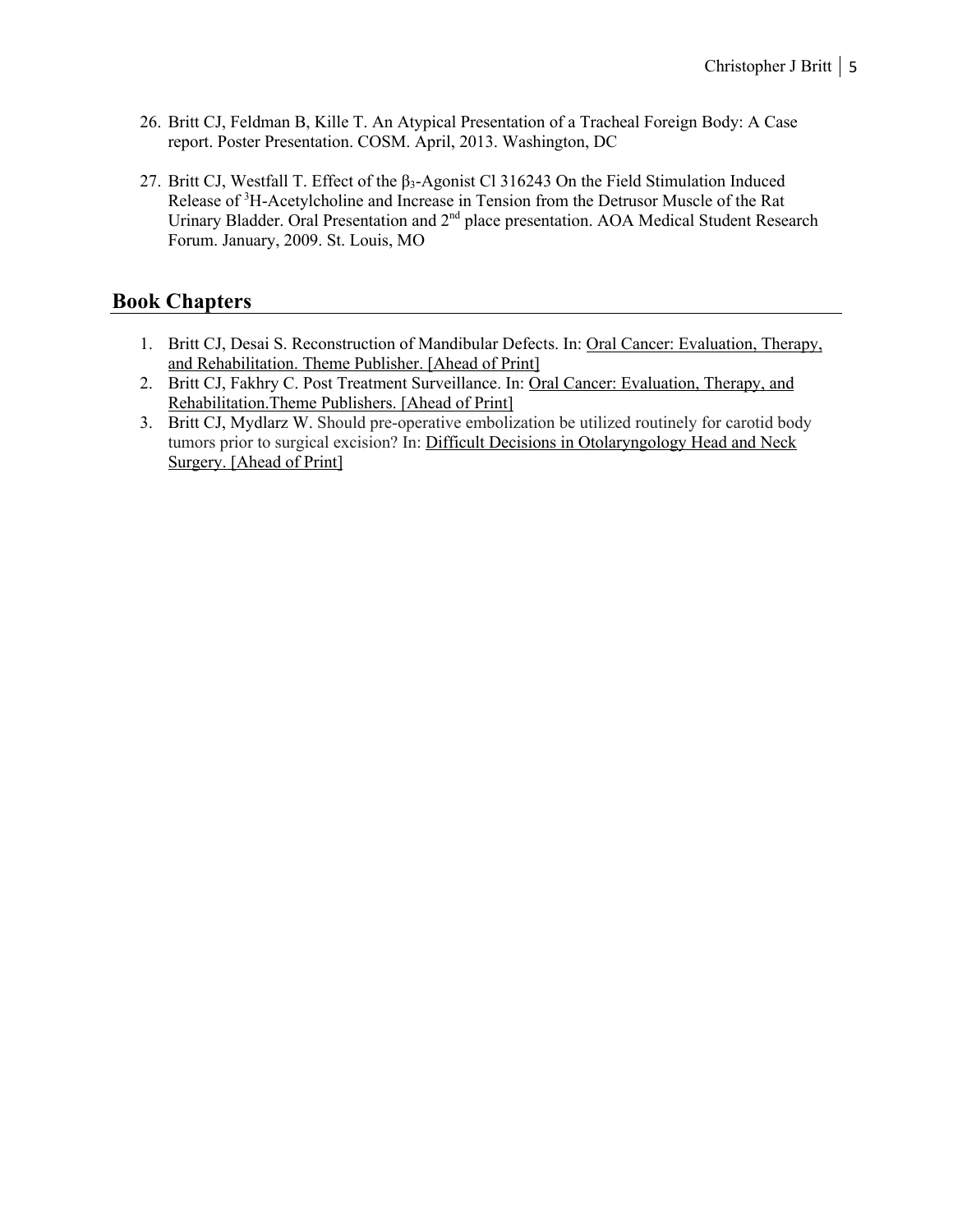26. Britt CJ, Feldman B, Kille T. An Atypical Presentation of a Tracheal Foreign Body: A Case report. Poster Presentation. COSM. April, 2013. Washington, DC

27. Britt CJ, Westfall T. Effect of the $\beta_3$-Agonist Cl 316243 On the Field Stimulation Induced Release of $^3$H-Acetylcholine and Increase in Tension from the Detrusor Muscle of the Rat Urinary Bladder. Oral Presentation and 2nd place presentation. AOA Medical Student Research Forum. January, 2009. St. Louis, MO

## Book Chapters

1. Britt CJ, Desai S. Reconstruction of Mandibular Defects. In: Oral Cancer: Evaluation, Therapy, and Rehabilitation. Theme Publisher. [Ahead of Print]
2. Britt CJ, Fakhry C. Post Treatment Surveillance. In: Oral Cancer: Evaluation, Therapy, and Rehabilitation.Theme Publishers. [Ahead of Print]
3. Britt CJ, Mydlarz W. Should pre-operative embolization be utilized routinely for carotid body tumors prior to surgical excision? In: Difficult Decisions in Otolaryngology Head and Neck Surgery. [Ahead of Print]